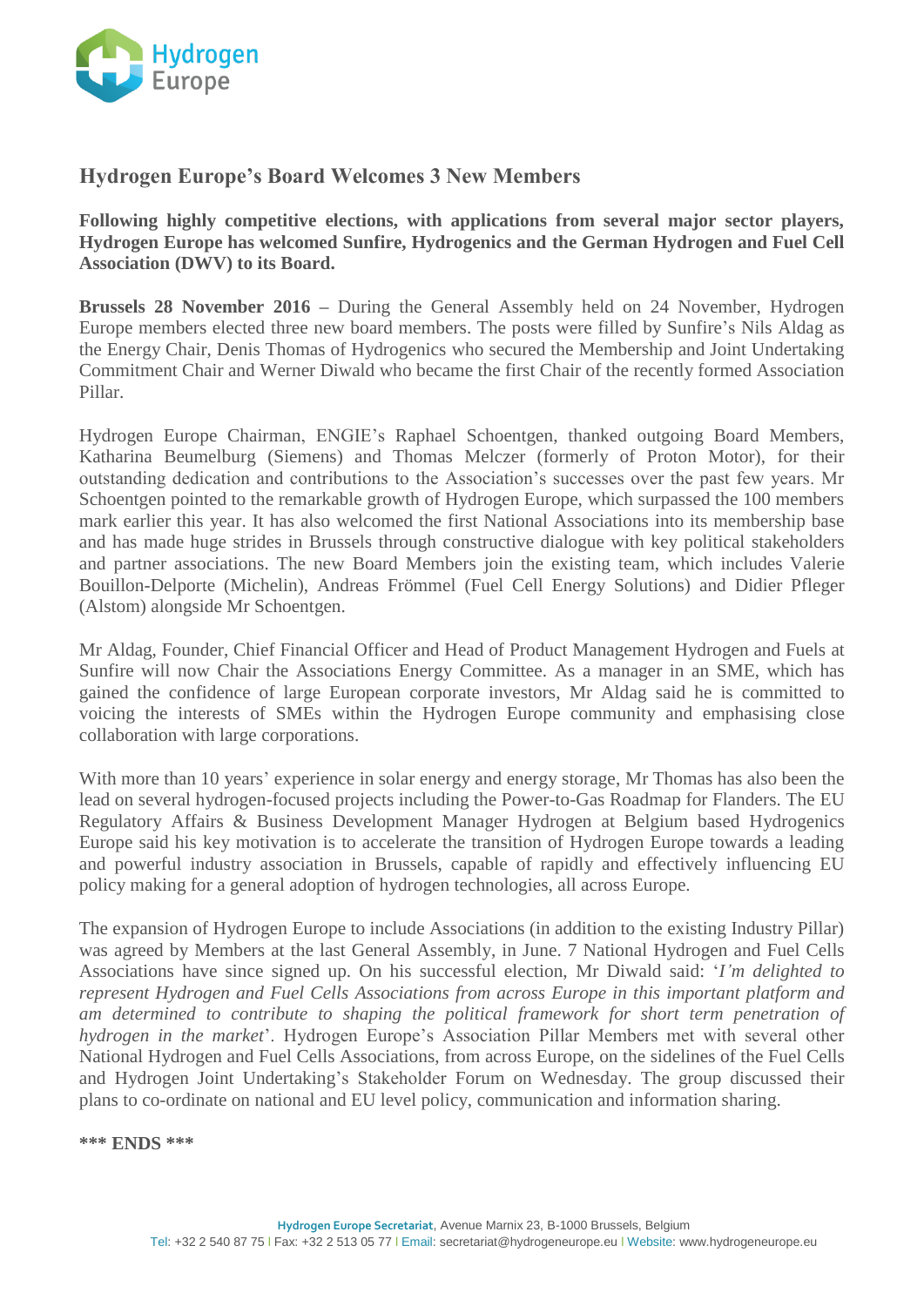# Hydrogen Europe's Board Welcomes 3 New Members

**Following highly competitive elections, with applications from several major sector players, Hydrogen Europe has welcomed Sunfire, Hydrogenics and the German Hydrogen and Fuel Cell Association (DWV) to its Board.**

**Brussels 28 November 2016 –** During the General Assembly held on 24 November, Hydrogen Europe members elected three new board members. The posts were filled by Sunfire's Nils Aldag as the Energy Chair, Denis Thomas of Hydrogenics who secured the Membership and Joint Undertaking Commitment Chair and Werner Diwald who became the first Chair of the recently formed Association Pillar.

Hydrogen Europe Chairman, ENGIE's Raphael Schoentgen, thanked outgoing Board Members, Katharina Beumelburg (Siemens) and Thomas Melczer (formerly of Proton Motor), for their outstanding dedication and contributions to the Association's successes over the past few years. Mr Schoentgen pointed to the remarkable growth of Hydrogen Europe, which surpassed the 100 members mark earlier this year. It has also welcomed the first National Associations into its membership base and has made huge strides in Brussels through constructive dialogue with key political stakeholders and partner associations. The new Board Members join the existing team, which includes Valerie Bouillon-Delporte (Michelin), Andreas Frömmel (Fuel Cell Energy Solutions) and Didier Pfleger (Alstom) alongside Mr Schoentgen.

Mr Aldag, Founder, Chief Financial Officer and Head of Product Management Hydrogen and Fuels at Sunfire will now Chair the Associations Energy Committee. As a manager in an SME, which has gained the confidence of large European corporate investors, Mr Aldag said he is committed to voicing the interests of SMEs within the Hydrogen Europe community and emphasising close collaboration with large corporations.

With more than 10 years' experience in solar energy and energy storage, Mr Thomas has also been the lead on several hydrogen-focused projects including the Power-to-Gas Roadmap for Flanders. The EU Regulatory Affairs & Business Development Manager Hydrogen at Belgium based Hydrogenics Europe said his key motivation is to accelerate the transition of Hydrogen Europe towards a leading and powerful industry association in Brussels, capable of rapidly and effectively influencing EU policy making for a general adoption of hydrogen technologies, all across Europe.

The expansion of Hydrogen Europe to include Associations (in addition to the existing Industry Pillar) was agreed by Members at the last General Assembly, in June. 7 National Hydrogen and Fuel Cells Associations have since signed up. On his successful election, Mr Diwald said: '*I'm delighted to represent Hydrogen and Fuel Cells Associations from across Europe in this important platform and am determined to contribute to shaping the political framework for short term penetration of hydrogen in the market*'. Hydrogen Europe's Association Pillar Members met with several other National Hydrogen and Fuel Cells Associations, from across Europe, on the sidelines of the Fuel Cells and Hydrogen Joint Undertaking's Stakeholder Forum on Wednesday. The group discussed their plans to co-ordinate on national and EU level policy, communication and information sharing.

**\*\*\* ENDS \*\*\***

**Hydrogen Europe Secretariat**, Avenue Marnix 23, B-1000 Brussels, Belgium
Tel: +32 2 540 87 75 | Fax: +32 2 513 05 77 | Email: secretariat@hydrogeneurope.eu | Website: www.hydrogeneurope.eu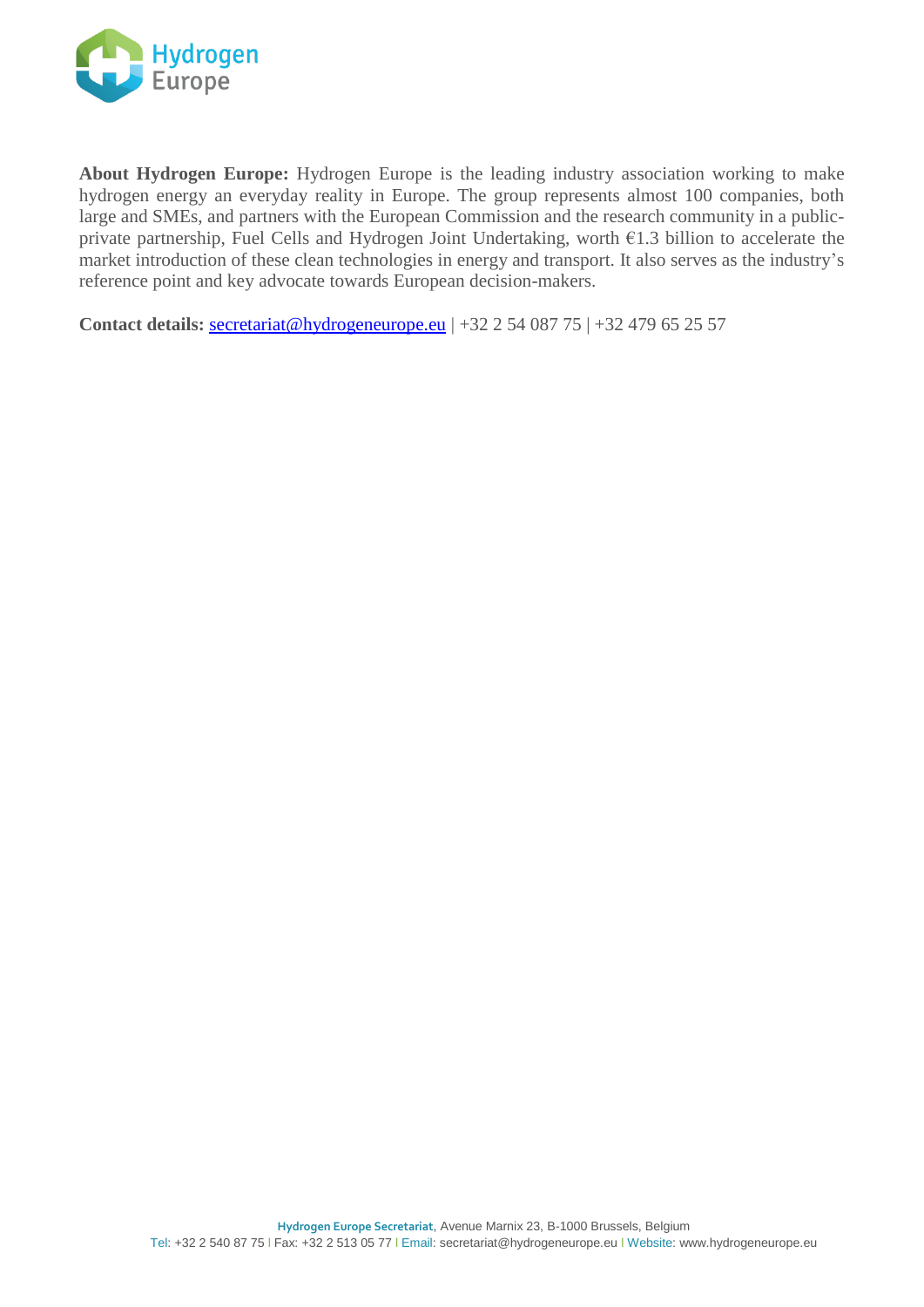**About Hydrogen Europe:** Hydrogen Europe is the leading industry association working to make hydrogen energy an everyday reality in Europe. The group represents almost 100 companies, both large and SMEs, and partners with the European Commission and the research community in a public-private partnership, Fuel Cells and Hydrogen Joint Undertaking, worth €1.3 billion to accelerate the market introduction of these clean technologies in energy and transport. It also serves as the industry's reference point and key advocate towards European decision-makers.

**Contact details:** secretariat@hydrogeneurope.eu | +32 2 54 087 75 | +32 479 65 25 57